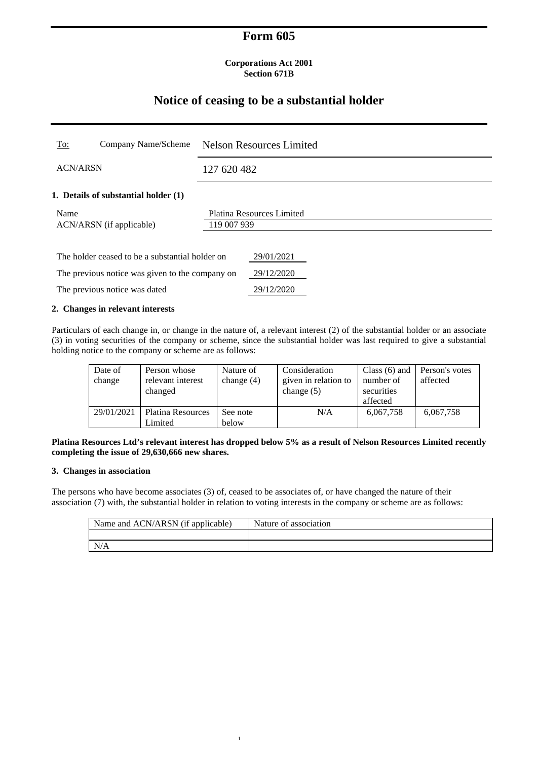# Form 605

**Corporations Act 2001**
**Section 671B**

## Notice of ceasing to be a substantial holder

| To: Company Name/Scheme | Nelson Resources Limited |
|---|---|
| ACN/ARSN | 127 620 482 |

### 1. Details of substantial holder (1)

| | |
|---|---|
| Name | Platina Resources Limited |
| ACN/ARSN (if applicable) | 119 007 939 |

| | |
|---|---|
| The holder ceased to be a substantial holder on | 29/01/2021 |
| The previous notice was given to the company on | 29/12/2020 |
| The previous notice was dated | 29/12/2020 |

### 2. Changes in relevant interests

Particulars of each change in, or change in the nature of, a relevant interest (2) of the substantial holder or an associate (3) in voting securities of the company or scheme, since the substantial holder was last required to give a substantial holding notice to the company or scheme are as follows:

| Date of change | Person whose relevant interest changed | Nature of change (4) | Consideration given in relation to change (5) | Class (6) and number of securities affected | Person's votes affected |
|---|---|---|---|---|---|
| 29/01/2021 | Platina Resources Limited | See note below | N/A | 6,067,758 | 6,067,758 |

**Platina Resources Ltd's relevant interest has dropped below 5% as a result of Nelson Resources Limited recently completing the issue of 29,630,666 new shares.**

### 3. Changes in association

The persons who have become associates (3) of, ceased to be associates of, or have changed the nature of their association (7) with, the substantial holder in relation to voting interests in the company or scheme are as follows:

| Name and ACN/ARSN (if applicable) | Nature of association |
|---|---|
| | |
| N/A | |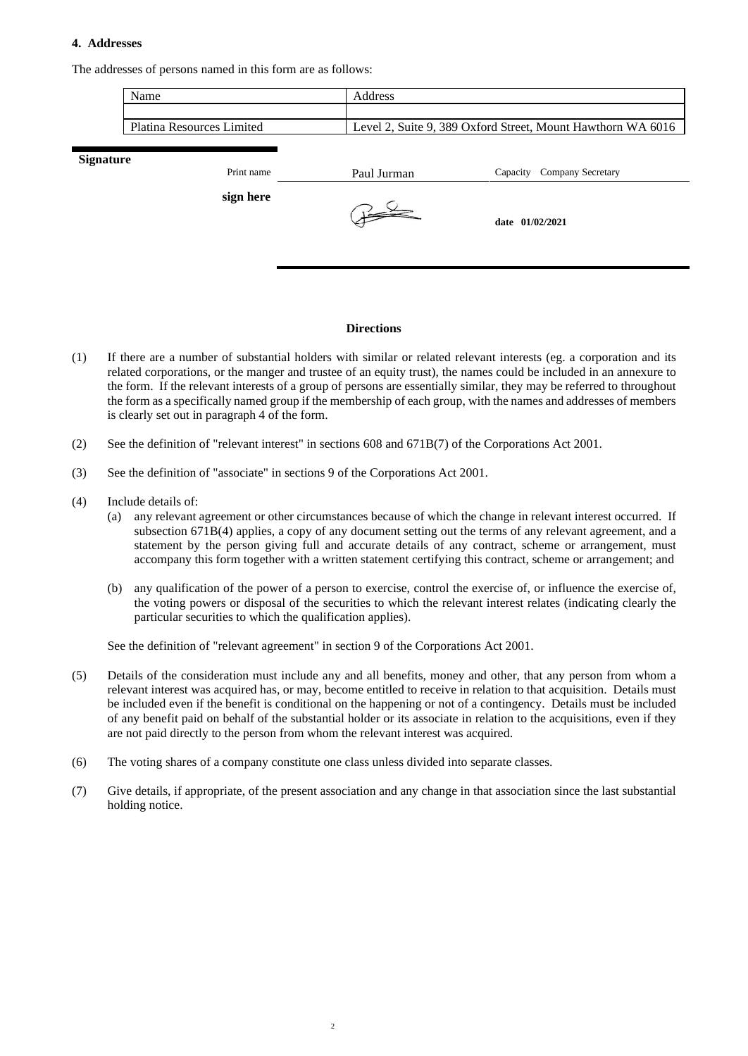**4. Addresses**

The addresses of persons named in this form are as follows:

| Name | Address |
|---|---|
| | |
| Platina Resources Limited | Level 2, Suite 9, 389 Oxford Street, Mount Hawthorn WA 6016 |

**Signature**

| | | |
|---|---|---|
| Print name | Paul Jurman | Capacity Company Secretary |
| **sign here** | | **date 01/02/2021** |

**Directions**

(1) If there are a number of substantial holders with similar or related relevant interests (eg. a corporation and its related corporations, or the manger and trustee of an equity trust), the names could be included in an annexure to the form. If the relevant interests of a group of persons are essentially similar, they may be referred to throughout the form as a specifically named group if the membership of each group, with the names and addresses of members is clearly set out in paragraph 4 of the form.

(2) See the definition of "relevant interest" in sections 608 and 671B(7) of the Corporations Act 2001.

(3) See the definition of "associate" in sections 9 of the Corporations Act 2001.

(4) Include details of:

(a) any relevant agreement or other circumstances because of which the change in relevant interest occurred. If subsection 671B(4) applies, a copy of any document setting out the terms of any relevant agreement, and a statement by the person giving full and accurate details of any contract, scheme or arrangement, must accompany this form together with a written statement certifying this contract, scheme or arrangement; and

(b) any qualification of the power of a person to exercise, control the exercise of, or influence the exercise of, the voting powers or disposal of the securities to which the relevant interest relates (indicating clearly the particular securities to which the qualification applies).

See the definition of "relevant agreement" in section 9 of the Corporations Act 2001.

(5) Details of the consideration must include any and all benefits, money and other, that any person from whom a relevant interest was acquired has, or may, become entitled to receive in relation to that acquisition. Details must be included even if the benefit is conditional on the happening or not of a contingency. Details must be included of any benefit paid on behalf of the substantial holder or its associate in relation to the acquisitions, even if they are not paid directly to the person from whom the relevant interest was acquired.

(6) The voting shares of a company constitute one class unless divided into separate classes.

(7) Give details, if appropriate, of the present association and any change in that association since the last substantial holding notice.